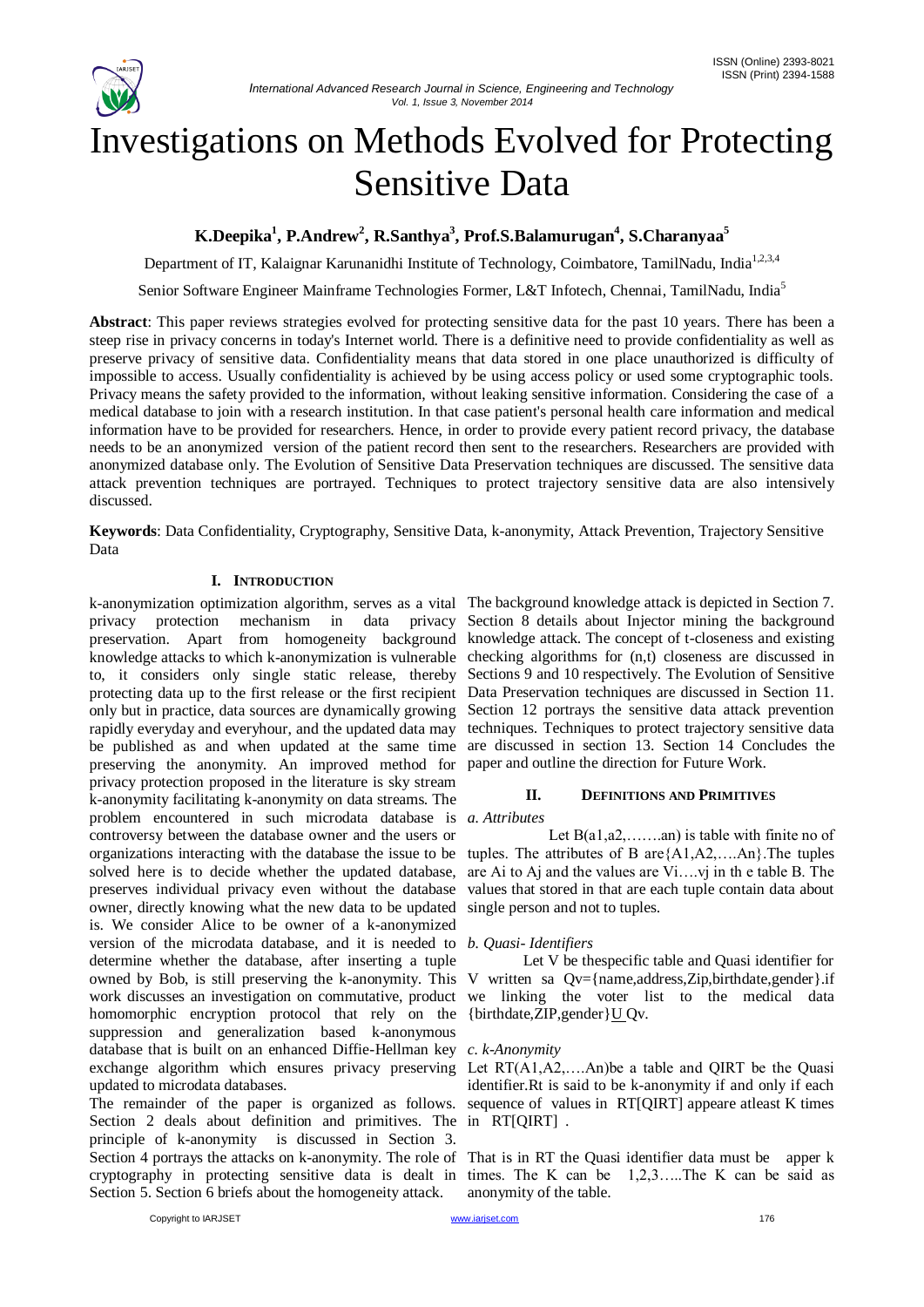# Investigations on Methods Evolved for Protecting Sensitive Data

**K.Deepika[1], P.Andrew[2], R.Santhya[3], Prof.S.Balamurugan[4], S.Charanyaa[5]**

Department of IT, Kalaignar Karunanidhi Institute of Technology, Coimbatore, TamilNadu, India[1,2,3,4]

Senior Software Engineer Mainframe Technologies Former, L&T Infotech, Chennai, TamilNadu, India[5]

**Abstract**: This paper reviews strategies evolved for protecting sensitive data for the past 10 years. There has been a steep rise in privacy concerns in today's Internet world. There is a definitive need to provide confidentiality as well as preserve privacy of sensitive data. Confidentiality means that data stored in one place unauthorized is difficulty of impossible to access. Usually confidentiality is achieved by be using access policy or used some cryptographic tools. Privacy means the safety provided to the information, without leaking sensitive information. Considering the case of a medical database to join with a research institution. In that case patient's personal health care information and medical information have to be provided for researchers. Hence, in order to provide every patient record privacy, the database needs to be an anonymized version of the patient record then sent to the researchers. Researchers are provided with anonymized database only. The Evolution of Sensitive Data Preservation techniques are discussed. The sensitive data attack prevention techniques are portrayed. Techniques to protect trajectory sensitive data are also intensively discussed.

**Keywords**: Data Confidentiality, Cryptography, Sensitive Data, k-anonymity, Attack Prevention, Trajectory Sensitive Data

## I. INTRODUCTION

k-anonymization optimization algorithm, serves as a vital privacy protection mechanism in data privacy preservation. Apart from homogeneity background knowledge attacks to which k-anonymization is vulnerable to, it considers only single static release, thereby protecting data up to the first release or the first recipient only but in practice, data sources are dynamically growing rapidly everyday and everyhour, and the updated data may be published as and when updated at the same time preserving the anonymity. An improved method for privacy protection proposed in the literature is sky stream k-anonymity facilitating k-anonymity on data streams. The problem encountered in such microdata database is controversy between the database owner and the users or organizations interacting with the database the issue to be solved here is to decide whether the updated database, preserves individual privacy even without the database owner, directly knowing what the new data to be updated is. We consider Alice to be owner of a k-anonymized version of the microdata database, and it is needed to determine whether the database, after inserting a tuple owned by Bob, is still preserving the k-anonymity. This work discusses an investigation on commutative, product homomorphic encryption protocol that rely on the suppression and generalization based k-anonymous database that is built on an enhanced Diffie-Hellman key exchange algorithm which ensures privacy preserving updated to microdata databases.

The remainder of the paper is organized as follows. Section 2 deals about definition and primitives. The principle of k-anonymity is discussed in Section 3. Section 4 portrays the attacks on k-anonymity. The role of cryptography in protecting sensitive data is dealt in Section 5. Section 6 briefs about the homogeneity attack. The background knowledge attack is depicted in Section 7. Section 8 details about Injector mining the background knowledge attack. The concept of t-closeness and existing checking algorithms for (n,t) closeness are discussed in Sections 9 and 10 respectively. The Evolution of Sensitive Data Preservation techniques are discussed in Section 11. Section 12 portrays the sensitive data attack prevention techniques. Techniques to protect trajectory sensitive data are discussed in section 13. Section 14 Concludes the paper and outline the direction for Future Work.

## II. DEFINITIONS AND PRIMITIVES

### *a. Attributes*

Let B(a1,a2,…….an) is table with finite no of tuples. The attributes of B are{A1,A2,….An}.The tuples are Ai to Aj and the values are Vi….vj in th e table B. The values that stored in that are each tuple contain data about single person and not to tuples.

### *b. Quasi- Identifiers*

Let V be thespecific table and Quasi identifier for V written sa Qv={name,address,Zip,birthdate,gender}.if we linking the voter list to the medical data {birthdate,ZIP,gender}U Qv.

### *c. k-Anonymity*

Let RT(A1,A2,….An)be a table and QIRT be the Quasi identifier.Rt is said to be k-anonymity if and only if each sequence of values in RT[QIRT] appeare atleast K times in RT[QIRT] .

That is in RT the Quasi identifier data must be apper k times. The K can be 1,2,3…..The K can be said as anonymity of the table.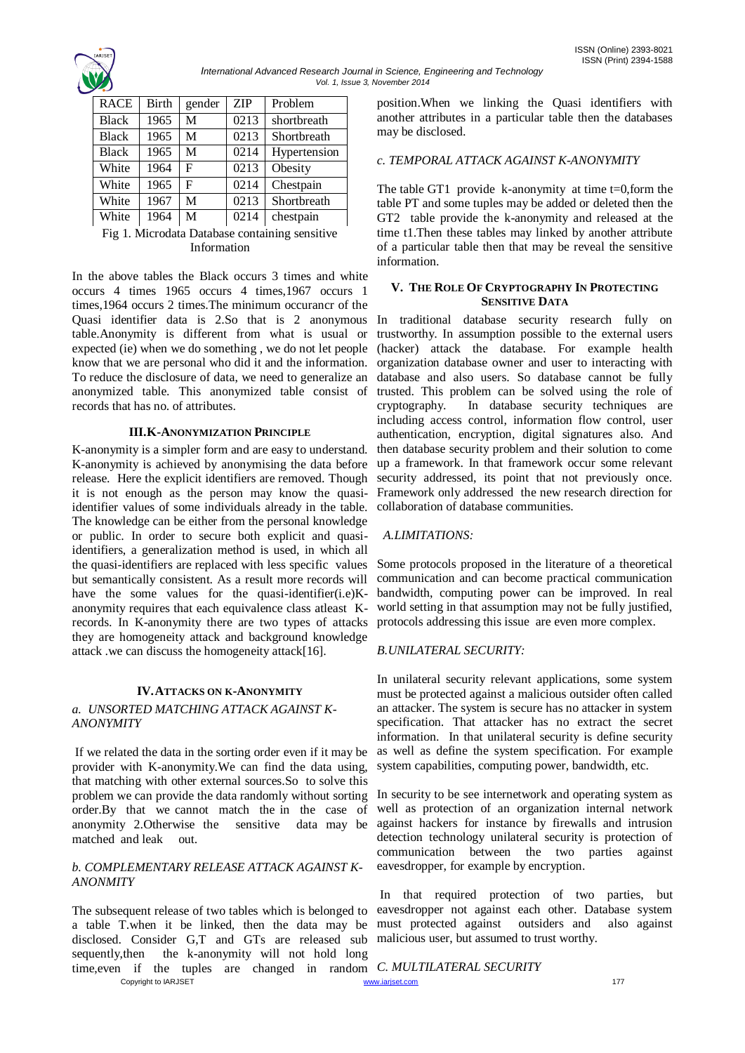| RACE | Birth | gender | ZIP | Problem |
| --- | --- | --- | --- | --- |
| Black | 1965 | M | 0213 | shortbreath |
| Black | 1965 | M | 0213 | Shortbreath |
| Black | 1965 | M | 0214 | Hypertension |
| White | 1964 | F | 0213 | Obesity |
| White | 1965 | F | 0214 | Chestpain |
| White | 1967 | M | 0213 | Shortbreath |
| White | 1964 | M | 0214 | chestpain |

Fig 1. Microdata Database containing sensitive Information

In the above tables the Black occurs 3 times and white occurs 4 times 1965 occurs 4 times,1967 occurs 1 times,1964 occurs 2 times.The minimum occurancr of the Quasi identifier data is 2.So that is 2 anonymous table.Anonymity is different from what is usual or expected (ie) when we do something , we do not let people know that we are personal who did it and the information. To reduce the disclosure of data, we need to generalize an anonymized table. This anonymized table consist of records that has no. of attributes.

## III.K-ANONYMIZATION PRINCIPLE

K-anonymity is a simpler form and are easy to understand. K-anonymity is achieved by anonymising the data before release. Here the explicit identifiers are removed. Though it is not enough as the person may know the quasi-identifier values of some individuals already in the table. The knowledge can be either from the personal knowledge or public. In order to secure both explicit and quasi-identifiers, a generalization method is used, in which all the quasi-identifiers are replaced with less specific values but semantically consistent. As a result more records will have the some values for the quasi-identifier(i.e)K-anonymity requires that each equivalence class atleast K-records. In K-anonymity there are two types of attacks they are homogeneity attack and background knowledge attack .we can discuss the homogeneity attack[16].

## IV.ATTACKS ON K-ANONYMITY

### *a. UNSORTED MATCHING ATTACK AGAINST K-ANONYMITY*

If we related the data in the sorting order even if it may be provider with K-anonymity.We can find the data using, that matching with other external sources.So to solve this problem we can provide the data randomly without sorting order.By that we cannot match the in the case of anonymity 2.Otherwise the sensitive data may be matched and leak out.

### *b. COMPLEMENTARY RELEASE ATTACK AGAINST K-ANONMITY*

The subsequent release of two tables which is belonged to a table T.when it be linked, then the data may be disclosed. Consider G,T and GTs are released sub sequently,then the k-anonymity will not hold long time,even if the tuples are changed in random position.When we linking the Quasi identifiers with another attributes in a particular table then the databases may be disclosed.

### *c. TEMPORAL ATTACK AGAINST K-ANONYMITY*

The table GT1 provide k-anonymity at time t=0,form the table PT and some tuples may be added or deleted then the GT2 table provide the k-anonymity and released at the time t1.Then these tables may linked by another attribute of a particular table then that may be reveal the sensitive information.

## V. THE ROLE OF CRYPTOGRAPHY IN PROTECTING SENSITIVE DATA

In traditional database security research fully on trustworthy. In assumption possible to the external users (hacker) attack the database. For example health organization database owner and user to interacting with database and also users. So database cannot be fully trusted. This problem can be solved using the role of cryptography. In database security techniques are including access control, information flow control, user authentication, encryption, digital signatures also. And then database security problem and their solution to come up a framework. In that framework occur some relevant security addressed, its point that not previously once. Framework only addressed the new research direction for collaboration of database communities.

### *A.LIMITATIONS:*

Some protocols proposed in the literature of a theoretical communication and can become practical communication bandwidth, computing power can be improved. In real world setting in that assumption may not be fully justified, protocols addressing this issue are even more complex.

### *B.UNILATERAL SECURITY:*

In unilateral security relevant applications, some system must be protected against a malicious outsider often called an attacker. The system is secure has no attacker in system specification. That attacker has no extract the secret information. In that unilateral security is define security as well as define the system specification. For example system capabilities, computing power, bandwidth, etc.

In security to be see internetwork and operating system as well as protection of an organization internal network against hackers for instance by firewalls and intrusion detection technology unilateral security is protection of communication between the two parties against eavesdropper, for example by encryption.

In that required protection of two parties, but eavesdropper not against each other. Database system must protected against outsiders and also against malicious user, but assumed to trust worthy.

### *C. MULTILATERAL SECURITY*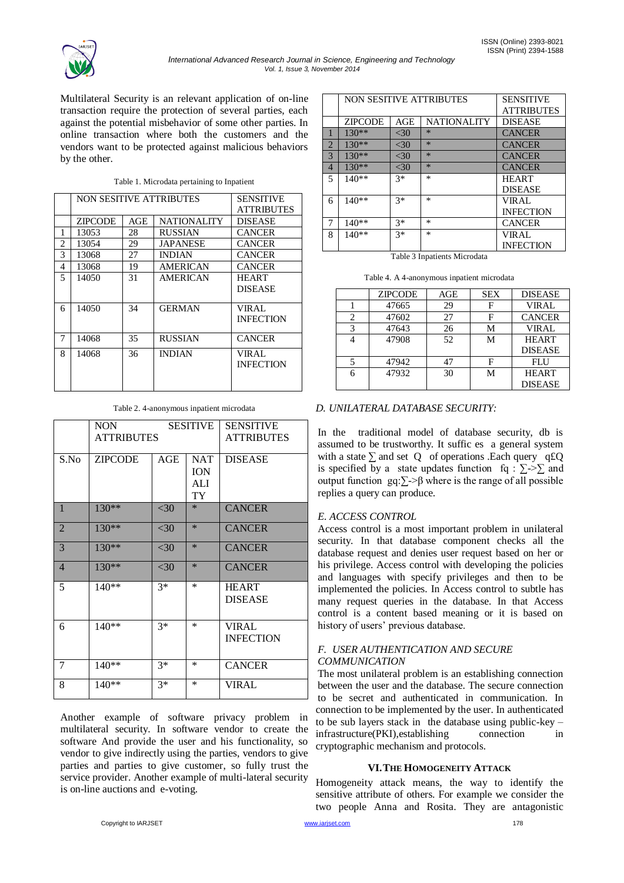Multilateral Security is an relevant application of on-line transaction require the protection of several parties, each against the potential misbehavior of some other parties. In online transaction where both the customers and the vendors want to be protected against malicious behaviors by the other.

Table 1. Microdata pertaining to Inpatient

| | NON SESITIVE ATTRIBUTES | | | SENSITIVE ATTRIBUTES |
|---|---|---|---|---|
| | ZIPCODE | AGE | NATIONALITY | DISEASE |
| 1 | 13053 | 28 | RUSSIAN | CANCER |
| 2 | 13054 | 29 | JAPANESE | CANCER |
| 3 | 13068 | 27 | INDIAN | CANCER |
| 4 | 13068 | 19 | AMERICAN | CANCER |
| 5 | 14050 | 31 | AMERICAN | HEART DISEASE |
| 6 | 14050 | 34 | GERMAN | VIRAL INFECTION |
| 7 | 14068 | 35 | RUSSIAN | CANCER |
| 8 | 14068 | 36 | INDIAN | VIRAL INFECTION |

Table 2. 4-anonymous inpatient microdata

| | NON SESITIVE ATTRIBUTES | | | SENSITIVE ATTRIBUTES |
|---|---|---|---|---|
| S.No | ZIPCODE | AGE | NATIONALITY | DISEASE |
| 1 | 130** | <30 | * | CANCER |
| 2 | 130** | <30 | * | CANCER |
| 3 | 130** | <30 | * | CANCER |
| 4 | 130** | <30 | * | CANCER |
| 5 | 140** | 3* | * | HEART DISEASE |
| 6 | 140** | 3* | * | VIRAL INFECTION |
| 7 | 140** | 3* | * | CANCER |
| 8 | 140** | 3* | * | VIRAL |

Another example of software privacy problem in multilateral security. In software vendor to create the software And provide the user and his functionality, so vendor to give indirectly using the parties, vendors to give parties and parties to give customer, so fully trust the service provider. Another example of multi-lateral security is on-line auctions and e-voting.

| | NON SESITIVE ATTRIBUTES | | | SENSITIVE ATTRIBUTES |
|---|---|---|---|---|
| | ZIPCODE | AGE | NATIONALITY | DISEASE |
| 1 | 130** | <30 | * | CANCER |
| 2 | 130** | <30 | * | CANCER |
| 3 | 130** | <30 | * | CANCER |
| 4 | 130** | <30 | * | CANCER |
| 5 | 140** | 3* | * | HEART DISEASE |
| 6 | 140** | 3* | * | VIRAL INFECTION |
| 7 | 140** | 3* | * | CANCER |
| 8 | 140** | 3* | * | VIRAL INFECTION |

Table 3 Inpatients Microdata

Table 4. A 4-anonymous inpatient microdata

| | ZIPCODE | AGE | SEX | DISEASE |
|---|---|---|---|---|
| 1 | 47665 | 29 | F | VIRAL |
| 2 | 47602 | 27 | F | CANCER |
| 3 | 47643 | 26 | M | VIRAL |
| 4 | 47908 | 52 | M | HEART DISEASE |
| 5 | 47942 | 47 | F | FLU |
| 6 | 47932 | 30 | M | HEART DISEASE |

### *D. UNILATERAL DATABASE SECURITY:*

In the traditional model of database security, db is assumed to be trustworthy. It suffic es a general system with a state ∑ and set Q of operations .Each query q£Q is specified by a state updates function fq : ∑->∑ and output function gq:∑->β where is the range of all possible replies a query can produce.

### *E. ACCESS CONTROL*

Access control is a most important problem in unilateral security. In that database component checks all the database request and denies user request based on her or his privilege. Access control with developing the policies and languages with specify privileges and then to be implemented the policies. In Access control to subtle has many request queries in the database. In that Access control is a content based meaning or it is based on history of users' previous database.

### *F. USER AUTHENTICATION AND SECURE COMMUNICATION*

The most unilateral problem is an establishing connection between the user and the database. The secure connection to be secret and authenticated in communication. In connection to be implemented by the user. In authenticated to be sub layers stack in the database using public-key – infrastructure(PKI),establishing connection in cryptographic mechanism and protocols.

## VI. THE HOMOGENEITY ATTACK

Homogeneity attack means, the way to identify the sensitive attribute of others. For example we consider the two people Anna and Rosita. They are antagonistic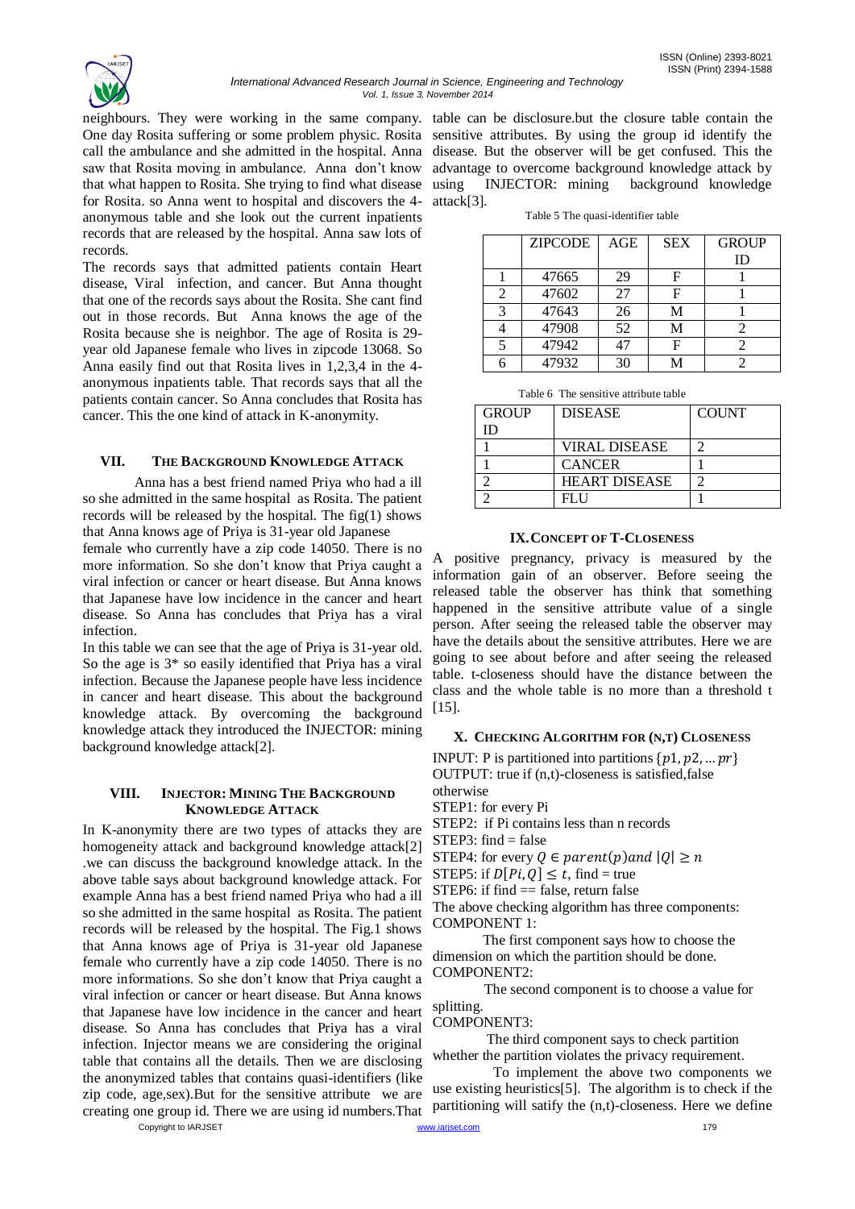neighbours. They were working in the same company. One day Rosita suffering or some problem physic. Rosita call the ambulance and she admitted in the hospital. Anna saw that Rosita moving in ambulance. Anna don't know that what happen to Rosita. She trying to find what disease for Rosita. so Anna went to hospital and discovers the 4-anonymous table and she look out the current inpatients records that are released by the hospital. Anna saw lots of records.

The records says that admitted patients contain Heart disease, Viral infection, and cancer. But Anna thought that one of the records says about the Rosita. She cant find out in those records. But Anna knows the age of the Rosita because she is neighbor. The age of Rosita is 29-year old Japanese female who lives in zipcode 13068. So Anna easily find out that Rosita lives in 1,2,3,4 in the 4-anonymous inpatients table. That records says that all the patients contain cancer. So Anna concludes that Rosita has cancer. This the one kind of attack in K-anonymity.

## VII. THE BACKGROUND KNOWLEDGE ATTACK

Anna has a best friend named Priya who had a ill so she admitted in the same hospital as Rosita. The patient records will be released by the hospital. The fig(1) shows that Anna knows age of Priya is 31-year old Japanese female who currently have a zip code 14050. There is no more information. So she don't know that Priya caught a viral infection or cancer or heart disease. But Anna knows that Japanese have low incidence in the cancer and heart disease. So Anna has concludes that Priya has a viral infection.

In this table we can see that the age of Priya is 31-year old. So the age is 3* so easily identified that Priya has a viral infection. Because the Japanese people have less incidence in cancer and heart disease. This about the background knowledge attack. By overcoming the background knowledge attack they introduced the INJECTOR: mining background knowledge attack[2].

## VIII. INJECTOR: MINING THE BACKGROUND KNOWLEDGE ATTACK

In K-anonymity there are two types of attacks they are homogeneity attack and background knowledge attack[2] .we can discuss the background knowledge attack. In the above table says about background knowledge attack. For example Anna has a best friend named Priya who had a ill so she admitted in the same hospital as Rosita. The patient records will be released by the hospital. The Fig.1 shows that Anna knows age of Priya is 31-year old Japanese female who currently have a zip code 14050. There is no more informations. So she don't know that Priya caught a viral infection or cancer or heart disease. But Anna knows that Japanese have low incidence in the cancer and heart disease. So Anna has concludes that Priya has a viral infection. Injector means we are considering the original table that contains all the details. Then we are disclosing the anonymized tables that contains quasi-identifiers (like zip code, age,sex).But for the sensitive attribute we are creating one group id. There we are using id numbers.That table can be disclosure.but the closure table contain the sensitive attributes. By using the group id identify the disease. But the observer will be get confused. This the advantage to overcome background knowledge attack by using INJECTOR: mining background knowledge attack[3].

Table 5 The quasi-identifier table

| | ZIPCODE | AGE | SEX | GROUP ID |
|---|---|---|---|---|
| 1 | 47665 | 29 | F | 1 |
| 2 | 47602 | 27 | F | 1 |
| 3 | 47643 | 26 | M | 1 |
| 4 | 47908 | 52 | M | 2 |
| 5 | 47942 | 47 | F | 2 |
| 6 | 47932 | 30 | M | 2 |

Table 6 The sensitive attribute table

| GROUP ID | DISEASE | COUNT |
|---|---|---|
| 1 | VIRAL DISEASE | 2 |
| 1 | CANCER | 1 |
| 2 | HEART DISEASE | 2 |
| 2 | FLU | 1 |

## IX. CONCEPT OF T-CLOSENESS

A positive pregnancy, privacy is measured by the information gain of an observer. Before seeing the released table the observer has think that something happened in the sensitive attribute value of a single person. After seeing the released table the observer may have the details about the sensitive attributes. Here we are going to see about before and after seeing the released table. t-closeness should have the distance between the class and the whole table is no more than a threshold t [15].

## X. CHECKING ALGORITHM FOR (N,T) CLOSENESS

INPUT: P is partitioned into partitions $\{p1, p2, \ldots pr\}$

OUTPUT: true if (n,t)-closeness is satisfied,false otherwise

STEP1: for every Pi

STEP2: if Pi contains less than n records

STEP3: find = false

STEP4: for every $Q \in parent(p) and\ |Q| \geq n$

STEP5: if $D[Pi, Q] \leq t$, find = true

STEP6: if find == false, return false

The above checking algorithm has three components:

COMPONENT 1:

The first component says how to choose the dimension on which the partition should be done.

COMPONENT2:

The second component is to choose a value for splitting.

COMPONENT3:

The third component says to check partition whether the partition violates the privacy requirement.

To implement the above two components we use existing heuristics[5]. The algorithm is to check if the partitioning will satisfy the (n,t)-closeness. Here we define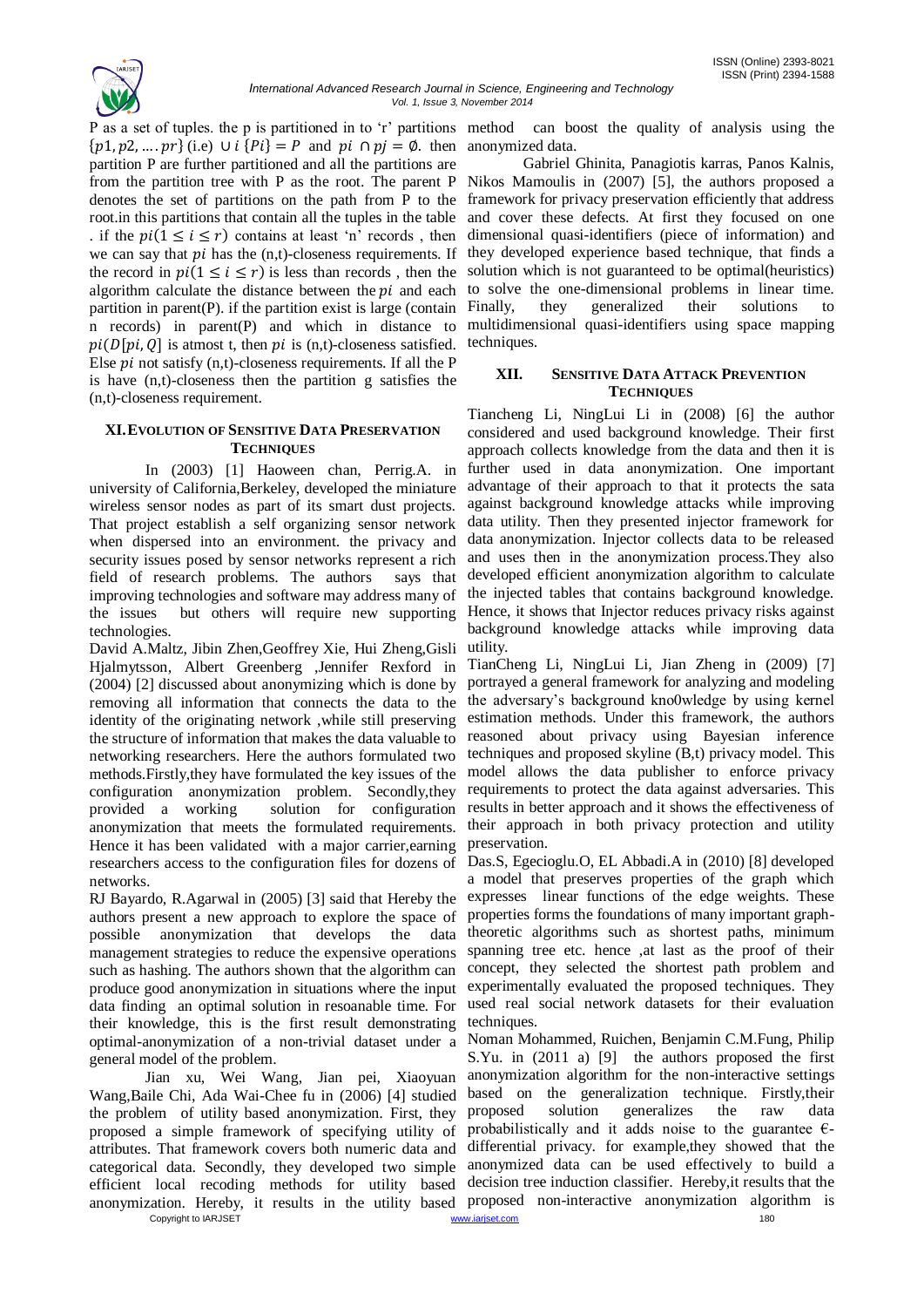P as a set of tuples. the p is partitioned in to 'r' partitions $\{p1, p2, \ldots . pr\}$ (i.e) $\cup i \{Pi\} = P$ and $pi \cap pj = \emptyset$. then partition P are further partitioned and all the partitions are from the partition tree with P as the root. The parent P denotes the set of partitions on the path from P to the root.in this partitions that contain all the tuples in the table . if the $pi(1 \leq i \leq r)$ contains at least 'n' records , then we can say that $pi$ has the (n,t)-closeness requirements. If the record in $pi(1 \leq i \leq r)$ is less than records , then the algorithm calculate the distance between the $pi$ and each partition in parent(P). if the partition exist is large (contain n records) in parent(P) and which in distance to $pi(D[pi, Q]$ is atmost t, then $pi$ is (n,t)-closeness satisfied. Else $pi$ not satisfy (n,t)-closeness requirements. If all the P is have (n,t)-closeness then the partition g satisfies the (n,t)-closeness requirement.

## XI. Evolution of Sensitive Data Preservation Techniques

In (2003) [1] Haoween chan, Perrig.A. in university of California,Berkeley, developed the miniature wireless sensor nodes as part of its smart dust projects. That project establish a self organizing sensor network when dispersed into an environment. the privacy and security issues posed by sensor networks represent a rich field of research problems. The authors says that improving technologies and software may address many of the issues but others will require new supporting technologies.

David A.Maltz, Jibin Zhen,Geoffrey Xie, Hui Zheng,Gisli Hjalmytsson, Albert Greenberg ,Jennifer Rexford in (2004) [2] discussed about anonymizing which is done by removing all information that connects the data to the identity of the originating network ,while still preserving the structure of information that makes the data valuable to networking researchers. Here the authors formulated two methods.Firstly,they have formulated the key issues of the configuration anonymization problem. Secondly,they provided a working solution for configuration anonymization that meets the formulated requirements. Hence it has been validated with a major carrier,earning researchers access to the configuration files for dozens of networks.

RJ Bayardo, R.Agarwal in (2005) [3] said that Hereby the authors present a new approach to explore the space of possible anonymization that develops the data management strategies to reduce the expensive operations such as hashing. The authors shown that the algorithm can produce good anonymization in situations where the input data finding an optimal solution in resoanable time. For their knowledge, this is the first result demonstrating optimal-anonymization of a non-trivial dataset under a general model of the problem.

Jian xu, Wei Wang, Jian pei, Xiaoyuan Wang,Baile Chi, Ada Wai-Chee fu in (2006) [4] studied the problem of utility based anonymization. First, they proposed a simple framework of specifying utility of attributes. That framework covers both numeric data and categorical data. Secondly, they developed two simple efficient local recoding methods for utility based anonymization. Hereby, it results in the utility based method can boost the quality of analysis using the anonymized data.

Gabriel Ghinita, Panagiotis karras, Panos Kalnis, Nikos Mamoulis in (2007) [5], the authors proposed a framework for privacy preservation efficiently that address and cover these defects. At first they focused on one dimensional quasi-identifiers (piece of information) and they developed experience based technique, that finds a solution which is not guaranteed to be optimal(heuristics) to solve the one-dimensional problems in linear time. Finally, they generalized their solutions to multidimensional quasi-identifiers using space mapping techniques.

## XII. Sensitive Data Attack Prevention Techniques

Tiancheng Li, NingLui Li in (2008) [6] the author considered and used background knowledge. Their first approach collects knowledge from the data and then it is further used in data anonymization. One important advantage of their approach to that it protects the sata against background knowledge attacks while improving data utility. Then they presented injector framework for data anonymization. Injector collects data to be released and uses then in the anonymization process.They also developed efficient anonymization algorithm to calculate the injected tables that contains background knowledge. Hence, it shows that Injector reduces privacy risks against background knowledge attacks while improving data utility.

TianCheng Li, NingLui Li, Jian Zheng in (2009) [7] portrayed a general framework for analyzing and modeling the adversary's background kno0wledge by using kernel estimation methods. Under this framework, the authors reasoned about privacy using Bayesian inference techniques and proposed skyline (B,t) privacy model. This model allows the data publisher to enforce privacy requirements to protect the data against adversaries. This results in better approach and it shows the effectiveness of their approach in both privacy protection and utility preservation.

Das.S, Egecioglu.O, EL Abbadi.A in (2010) [8] developed a model that preserves properties of the graph which expresses linear functions of the edge weights. These properties forms the foundations of many important graph-theoretic algorithms such as shortest paths, minimum spanning tree etc. hence ,at last as the proof of their concept, they selected the shortest path problem and experimentally evaluated the proposed techniques. They used real social network datasets for their evaluation techniques.

Noman Mohammed, Ruichen, Benjamin C.M.Fung, Philip S.Yu. in (2011 a) [9] the authors proposed the first anonymization algorithm for the non-interactive settings based on the generalization technique. Firstly,their proposed solution generalizes the raw data probabilistically and it adds noise to the guarantee $\epsilon$-differential privacy. for example,they showed that the anonymized data can be used effectively to build a decision tree induction classifier. Hereby,it results that the proposed non-interactive anonymization algorithm is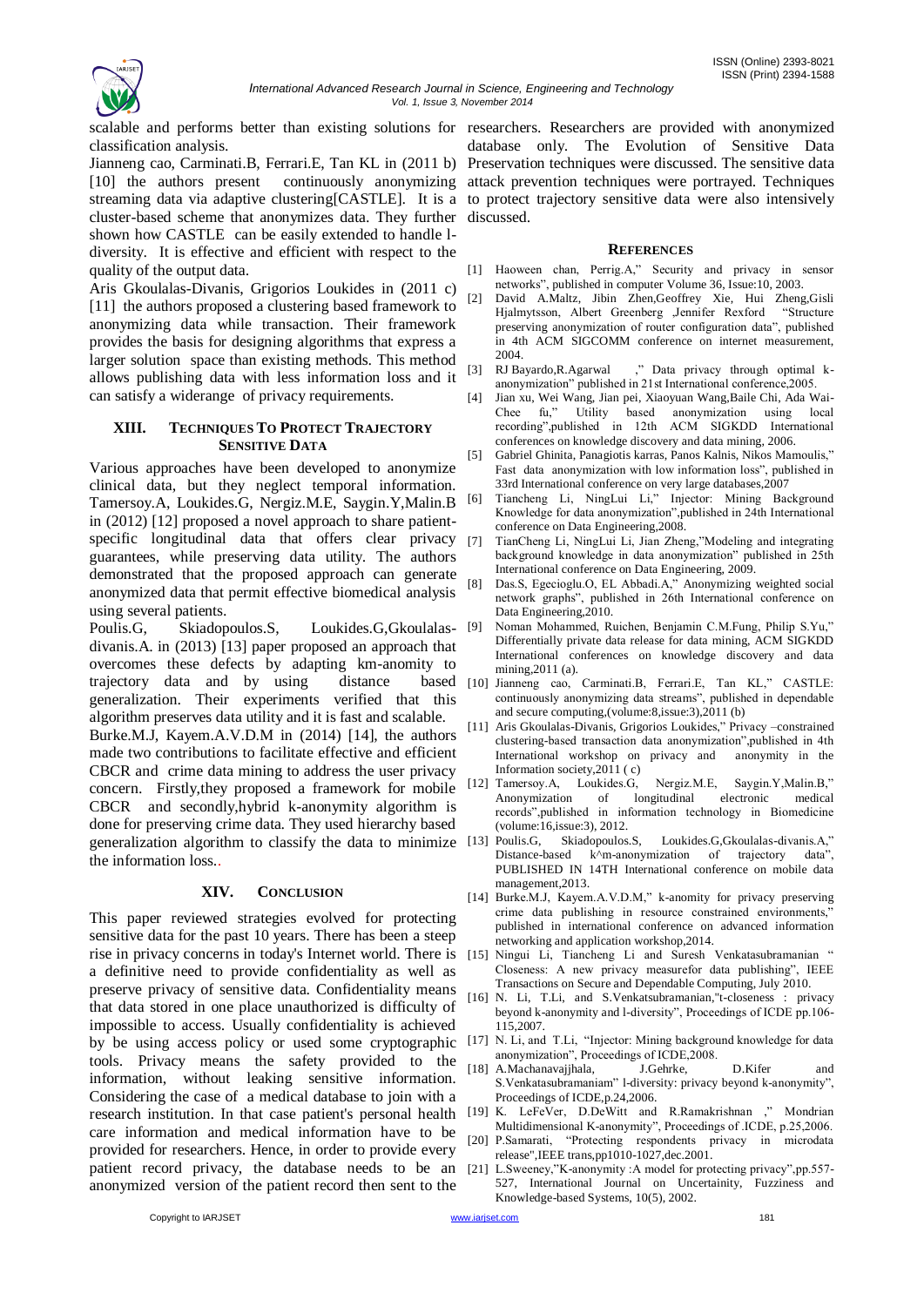scalable and performs better than existing solutions for classification analysis.

Jianneng cao, Carminati.B, Ferrari.E, Tan KL in (2011 b) [10] the authors present continuously anonymizing streaming data via adaptive clustering[CASTLE]. It is a cluster-based scheme that anonymizes data. They further shown how CASTLE can be easily extended to handle l-diversity. It is effective and efficient with respect to the quality of the output data.

Aris Gkoulalas-Divanis, Grigorios Loukides in (2011 c) [11] the authors proposed a clustering based framework to anonymizing data while transaction. Their framework provides the basis for designing algorithms that express a larger solution space than existing methods. This method allows publishing data with less information loss and it can satisfy a widerange of privacy requirements.

## XIII. Techniques To Protect Trajectory Sensitive Data

Various approaches have been developed to anonymize clinical data, but they neglect temporal information. Tamersoy.A, Loukides.G, Nergiz.M.E, Saygin.Y,Malin.B in (2012) [12] proposed a novel approach to share patient-specific longitudinal data that offers clear privacy guarantees, while preserving data utility. The authors demonstrated that the proposed approach can generate anonymized data that permit effective biomedical analysis using several patients.

Poulis.G, Skiadopoulos.S, Loukides.G,Gkoulalas-divanis.A. in (2013) [13] paper proposed an approach that overcomes these defects by adapting km-anomity to trajectory data and by using distance based generalization. Their experiments verified that this algorithm preserves data utility and it is fast and scalable.

Burke.M.J, Kayem.A.V.D.M in (2014) [14], the authors made two contributions to facilitate effective and efficient CBCR and crime data mining to address the user privacy concern. Firstly,they proposed a framework for mobile CBCR and secondly,hybrid k-anonymity algorithm is done for preserving crime data. They used hierarchy based generalization algorithm to classify the data to minimize the information loss..

## XIV. Conclusion

This paper reviewed strategies evolved for protecting sensitive data for the past 10 years. There has been a steep rise in privacy concerns in today's Internet world. There is a definitive need to provide confidentiality as well as preserve privacy of sensitive data. Confidentiality means that data stored in one place unauthorized is difficulty of impossible to access. Usually confidentiality is achieved by be using access policy or used some cryptographic tools. Privacy means the safety provided to the information, without leaking sensitive information. Considering the case of a medical database to join with a research institution. In that case patient's personal health care information and medical information have to be provided for researchers. Hence, in order to provide every patient record privacy, the database needs to be an anonymized version of the patient record then sent to the researchers. Researchers are provided with anonymized database only. The Evolution of Sensitive Data Preservation techniques were discussed. The sensitive data attack prevention techniques were portrayed. Techniques to protect trajectory sensitive data were also intensively discussed.

## References

[1] Haoween chan, Perrig.A," Security and privacy in sensor networks", published in computer Volume 36, Issue:10, 2003.

[2] David A.Maltz, Jibin Zhen,Geoffrey Xie, Hui Zheng,Gisli Hjalmytsson, Albert Greenberg ,Jennifer Rexford "Structure preserving anonymization of router configuration data", published in 4th ACM SIGCOMM conference on internet measurement, 2004.

[3] RJ Bayardo,R.Agarwal ," Data privacy through optimal k-anonymization" published in 21st International conference,2005.

[4] Jian xu, Wei Wang, Jian pei, Xiaoyuan Wang,Baile Chi, Ada Wai-Chee fu," Utility based anonymization using local recording",published in 12th ACM SIGKDD International conferences on knowledge discovery and data mining, 2006.

[5] Gabriel Ghinita, Panagiotis karras, Panos Kalnis, Nikos Mamoulis," Fast data anonymization with low information loss", published in 33rd International conference on very large databases,2007

[6] Tiancheng Li, NingLui Li," Injector: Mining Background Knowledge for data anonymization",published in 24th International conference on Data Engineering,2008.

[7] TianCheng Li, NingLui Li, Jian Zheng,"Modeling and integrating background knowledge in data anonymization" published in 25th International conference on Data Engineering, 2009.

[8] Das.S, Egecioglu.O, EL Abbadi.A," Anonymizing weighted social network graphs", published in 26th International conference on Data Engineering,2010.

[9] Noman Mohammed, Ruichen, Benjamin C.M.Fung, Philip S.Yu," Differentially private data release for data mining, ACM SIGKDD International conferences on knowledge discovery and data mining,2011 (a).

[10] Jianneng cao, Carminati.B, Ferrari.E, Tan KL," CASTLE: continuously anonymizing data streams", published in dependable and secure computing,(volume:8,issue:3),2011 (b)

[11] Aris Gkoulalas-Divanis, Grigorios Loukides," Privacy –constrained clustering-based transaction data anonymization",published in 4th International workshop on privacy and anonymity in the Information society,2011 ( c)

[12] Tamersoy.A, Loukides.G, Nergiz.M.E, Saygin.Y,Malin.B," Anonymization of longitudinal electronic medical records",published in information technology in Biomedicine (volume:16,issue:3), 2012.

[13] Poulis.G, Skiadopoulos.S, Loukides.G,Gkoulalas-divanis.A," Distance-based k^m-anonymization of trajectory data", PUBLISHED IN 14TH International conference on mobile data management,2013.

[14] Burke.M.J, Kayem.A.V.D.M," k-anomity for privacy preserving crime data publishing in resource constrained environments," published in international conference on advanced information networking and application workshop,2014.

[15] Ningui Li, Tiancheng Li and Suresh Venkatasubramanian " Closeness: A new privacy measurefor data publishing", IEEE Transactions on Secure and Dependable Computing, July 2010.

[16] N. Li, T.Li, and S.Venkatsubramanian,"t-closeness : privacy beyond k-anonymity and l-diversity", Proceedings of ICDE pp.106-115,2007.

[17] N. Li, and T.Li, "Injector: Mining background knowledge for data anonymization", Proceedings of ICDE,2008.

[18] A.Machanavajjhala, J.Gehrke, D.Kifer and S.Venkatasubramaniam" l-diversity: privacy beyond k-anonymity", Proceedings of ICDE,p.24,2006.

[19] K. LeFeVer, D.DeWitt and R.Ramakrishnan ," Mondrian Multidimensional K-anonymity", Proceedings of .ICDE, p.25,2006.

[20] P.Samarati, "Protecting respondents privacy in microdata release",IEEE trans,pp1010-1027,dec.2001.

[21] L.Sweeney,"K-anonymity :A model for protecting privacy",pp.557-527, International Journal on Uncertainity, Fuzziness and Knowledge-based Systems, 10(5), 2002.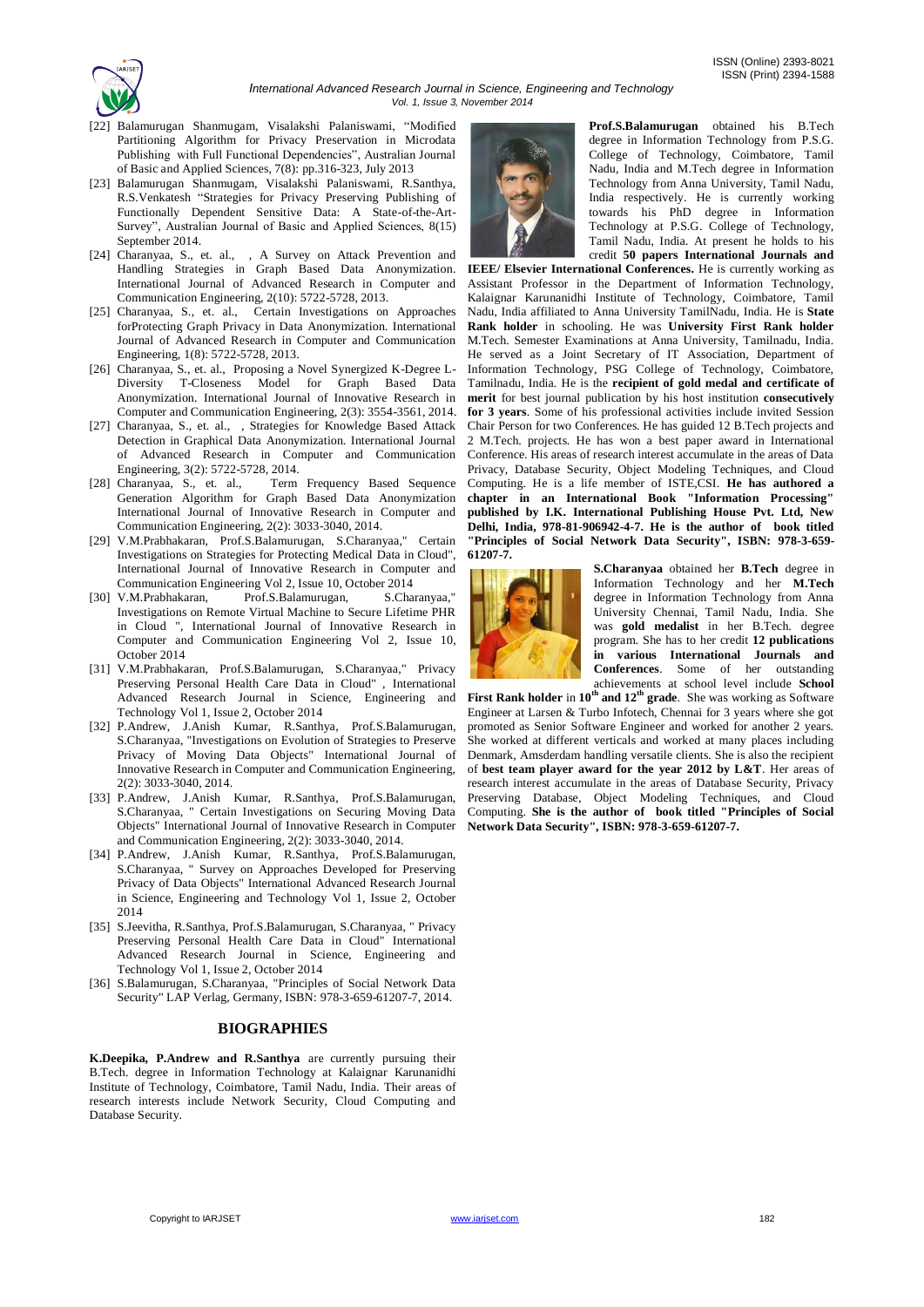[22] Balamurugan Shanmugam, Visalakshi Palaniswami, "Modified Partitioning Algorithm for Privacy Preservation in Microdata Publishing with Full Functional Dependencies", Australian Journal of Basic and Applied Sciences, 7(8): pp.316-323, July 2013

[23] Balamurugan Shanmugam, Visalakshi Palaniswami, R.Santhya, R.S.Venkatesh "Strategies for Privacy Preserving Publishing of Functionally Dependent Sensitive Data: A State-of-the-Art-Survey", Australian Journal of Basic and Applied Sciences, 8(15) September 2014.

[24] Charanyaa, S., et. al., , A Survey on Attack Prevention and Handling Strategies in Graph Based Data Anonymization. International Journal of Advanced Research in Computer and Communication Engineering, 2(10): 5722-5728, 2013.

[25] Charanyaa, S., et. al., Certain Investigations on Approaches forProtecting Graph Privacy in Data Anonymization. International Journal of Advanced Research in Computer and Communication Engineering, 1(8): 5722-5728, 2013.

[26] Charanyaa, S., et. al., Proposing a Novel Synergized K-Degree L-Diversity T-Closeness Model for Graph Based Data Anonymization. International Journal of Innovative Research in Computer and Communication Engineering, 2(3): 3554-3561, 2014.

[27] Charanyaa, S., et. al., , Strategies for Knowledge Based Attack Detection in Graphical Data Anonymization. International Journal of Advanced Research in Computer and Communication Engineering, 3(2): 5722-5728, 2014.

[28] Charanyaa, S., et. al., Term Frequency Based Sequence Generation Algorithm for Graph Based Data Anonymization International Journal of Innovative Research in Computer and Communication Engineering, 2(2): 3033-3040, 2014.

[29] V.M.Prabhakaran, Prof.S.Balamurugan, S.Charanyaa," Certain Investigations on Strategies for Protecting Medical Data in Cloud", International Journal of Innovative Research in Computer and Communication Engineering Vol 2, Issue 10, October 2014

[30] V.M.Prabhakaran, Prof.S.Balamurugan, S.Charanyaa," Investigations on Remote Virtual Machine to Secure Lifetime PHR in Cloud ", International Journal of Innovative Research in Computer and Communication Engineering Vol 2, Issue 10, October 2014

[31] V.M.Prabhakaran, Prof.S.Balamurugan, S.Charanyaa," Privacy Preserving Personal Health Care Data in Cloud" , International Advanced Research Journal in Science, Engineering and Technology Vol 1, Issue 2, October 2014

[32] P.Andrew, J.Anish Kumar, R.Santhya, Prof.S.Balamurugan, S.Charanyaa, "Investigations on Evolution of Strategies to Preserve Privacy of Moving Data Objects" International Journal of Innovative Research in Computer and Communication Engineering, 2(2): 3033-3040, 2014.

[33] P.Andrew, J.Anish Kumar, R.Santhya, Prof.S.Balamurugan, S.Charanyaa, " Certain Investigations on Securing Moving Data Objects" International Journal of Innovative Research in Computer and Communication Engineering, 2(2): 3033-3040, 2014.

[34] P.Andrew, J.Anish Kumar, R.Santhya, Prof.S.Balamurugan, S.Charanyaa, " Survey on Approaches Developed for Preserving Privacy of Data Objects" International Advanced Research Journal in Science, Engineering and Technology Vol 1, Issue 2, October 2014

[35] S.Jeevitha, R.Santhya, Prof.S.Balamurugan, S.Charanyaa, " Privacy Preserving Personal Health Care Data in Cloud" International Advanced Research Journal in Science, Engineering and Technology Vol 1, Issue 2, October 2014

[36] S.Balamurugan, S.Charanyaa, "Principles of Social Network Data Security" LAP Verlag, Germany, ISBN: 978-3-659-61207-7, 2014.

## BIOGRAPHIES

**K.Deepika, P.Andrew and R.Santhya** are currently pursuing their B.Tech. degree in Information Technology at Kalaignar Karunanidhi Institute of Technology, Coimbatore, Tamil Nadu, India. Their areas of research interests include Network Security, Cloud Computing and Database Security.

**Prof.S.Balamurugan** obtained his B.Tech degree in Information Technology from P.S.G. College of Technology, Coimbatore, Tamil Nadu, India and M.Tech degree in Information Technology from Anna University, Tamil Nadu, India respectively. He is currently working towards his PhD degree in Information Technology at P.S.G. College of Technology, Tamil Nadu, India. At present he holds to his credit **50 papers International Journals and IEEE/ Elsevier International Conferences.** He is currently working as Assistant Professor in the Department of Information Technology, Kalaignar Karunanidhi Institute of Technology, Coimbatore, Tamil Nadu, India affiliated to Anna University TamilNadu, India. He is **State Rank holder** in schooling. He was **University First Rank holder** M.Tech. Semester Examinations at Anna University, Tamilnadu, India. He served as a Joint Secretary of IT Association, Department of Information Technology, PSG College of Technology, Coimbatore, Tamilnadu, India. He is the **recipient of gold medal and certificate of merit** for best journal publication by his host institution **consecutively for 3 years**. Some of his professional activities include invited Session Chair Person for two Conferences. He has guided 12 B.Tech projects and 2 M.Tech. projects. He has won a best paper award in International Conference. His areas of research interest accumulate in the areas of Data Privacy, Database Security, Object Modeling Techniques, and Cloud Computing. He is a life member of ISTE,CSI. **He has authored a chapter in an International Book "Information Processing" published by I.K. International Publishing House Pvt. Ltd, New Delhi, India, 978-81-906942-4-7. He is the author of book titled "Principles of Social Network Data Security", ISBN: 978-3-659-61207-7.**

**S.Charanyaa** obtained her **B.Tech** degree in Information Technology and her **M.Tech** degree in Information Technology from Anna University Chennai, Tamil Nadu, India. She was **gold medalist** in her B.Tech. degree program. She has to her credit **12 publications in various International Journals and Conferences**. Some of her outstanding achievements at school level include **School First Rank holder** in **10th and 12th grade**. She was working as Software Engineer at Larsen & Turbo Infotech, Chennai for 3 years where she got promoted as Senior Software Engineer and worked for another 2 years. She worked at different verticals and worked at many places including Denmark, Amsderdam handling versatile clients. She is also the recipient of **best team player award for the year 2012 by L&T**. Her areas of research interest accumulate in the areas of Database Security, Privacy Preserving Database, Object Modeling Techniques, and Cloud Computing. **She is the author of book titled "Principles of Social Network Data Security", ISBN: 978-3-659-61207-7.**